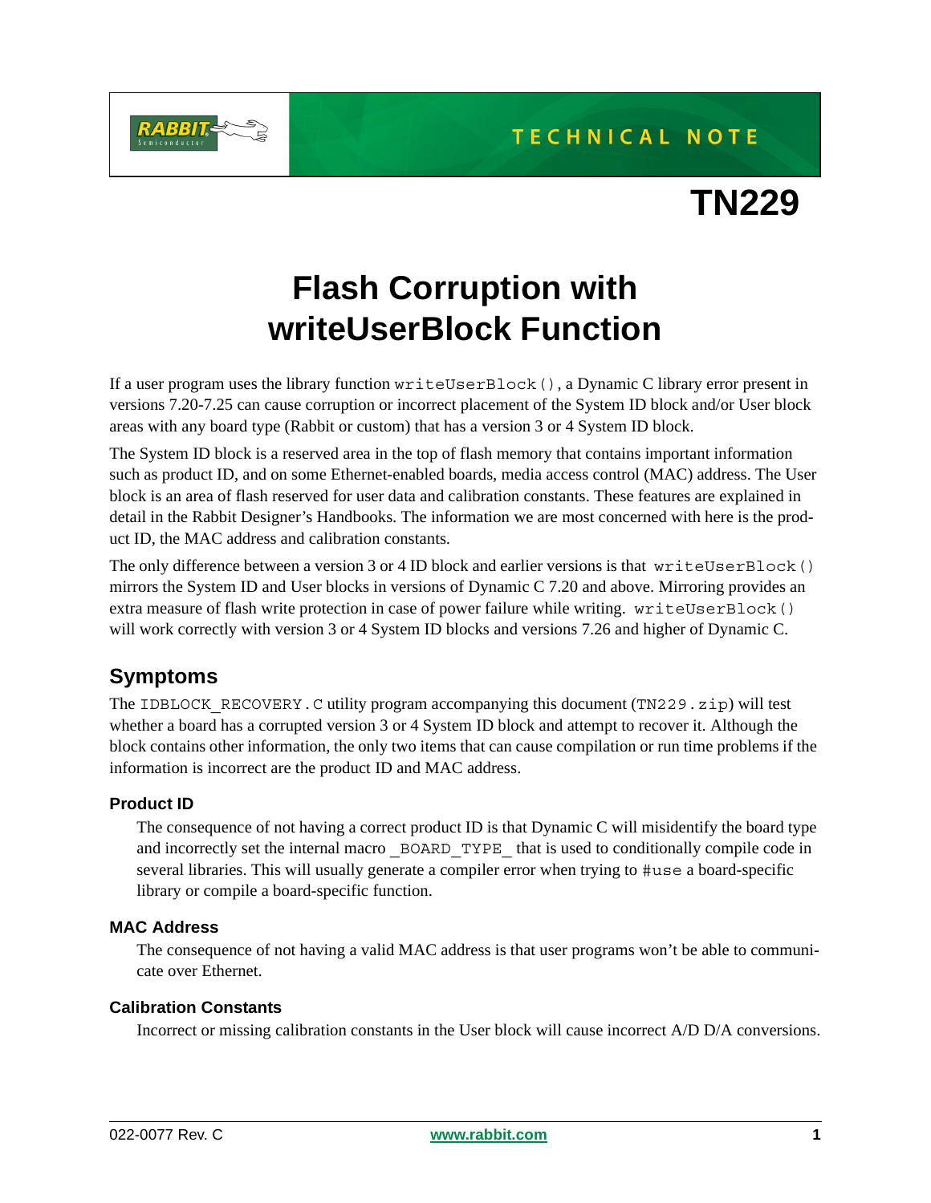TECHNICAL NOTE

# TN229

# Flash Corruption with writeUserBlock Function

If a user program uses the library function `writeUserBlock()`, a Dynamic C library error present in versions 7.20-7.25 can cause corruption or incorrect placement of the System ID block and/or User block areas with any board type (Rabbit or custom) that has a version 3 or 4 System ID block.

The System ID block is a reserved area in the top of flash memory that contains important information such as product ID, and on some Ethernet-enabled boards, media access control (MAC) address. The User block is an area of flash reserved for user data and calibration constants. These features are explained in detail in the Rabbit Designer's Handbooks. The information we are most concerned with here is the product ID, the MAC address and calibration constants.

The only difference between a version 3 or 4 ID block and earlier versions is that `writeUserBlock()` mirrors the System ID and User blocks in versions of Dynamic C 7.20 and above. Mirroring provides an extra measure of flash write protection in case of power failure while writing. `writeUserBlock()` will work correctly with version 3 or 4 System ID blocks and versions 7.26 and higher of Dynamic C.

## Symptoms

The `IDBLOCK_RECOVERY.C` utility program accompanying this document (`TN229.zip`) will test whether a board has a corrupted version 3 or 4 System ID block and attempt to recover it. Although the block contains other information, the only two items that can cause compilation or run time problems if the information is incorrect are the product ID and MAC address.

### Product ID

The consequence of not having a correct product ID is that Dynamic C will misidentify the board type and incorrectly set the internal macro `_BOARD_TYPE_` that is used to conditionally compile code in several libraries. This will usually generate a compiler error when trying to `#use` a board-specific library or compile a board-specific function.

### MAC Address

The consequence of not having a valid MAC address is that user programs won't be able to communicate over Ethernet.

### Calibration Constants

Incorrect or missing calibration constants in the User block will cause incorrect A/D D/A conversions.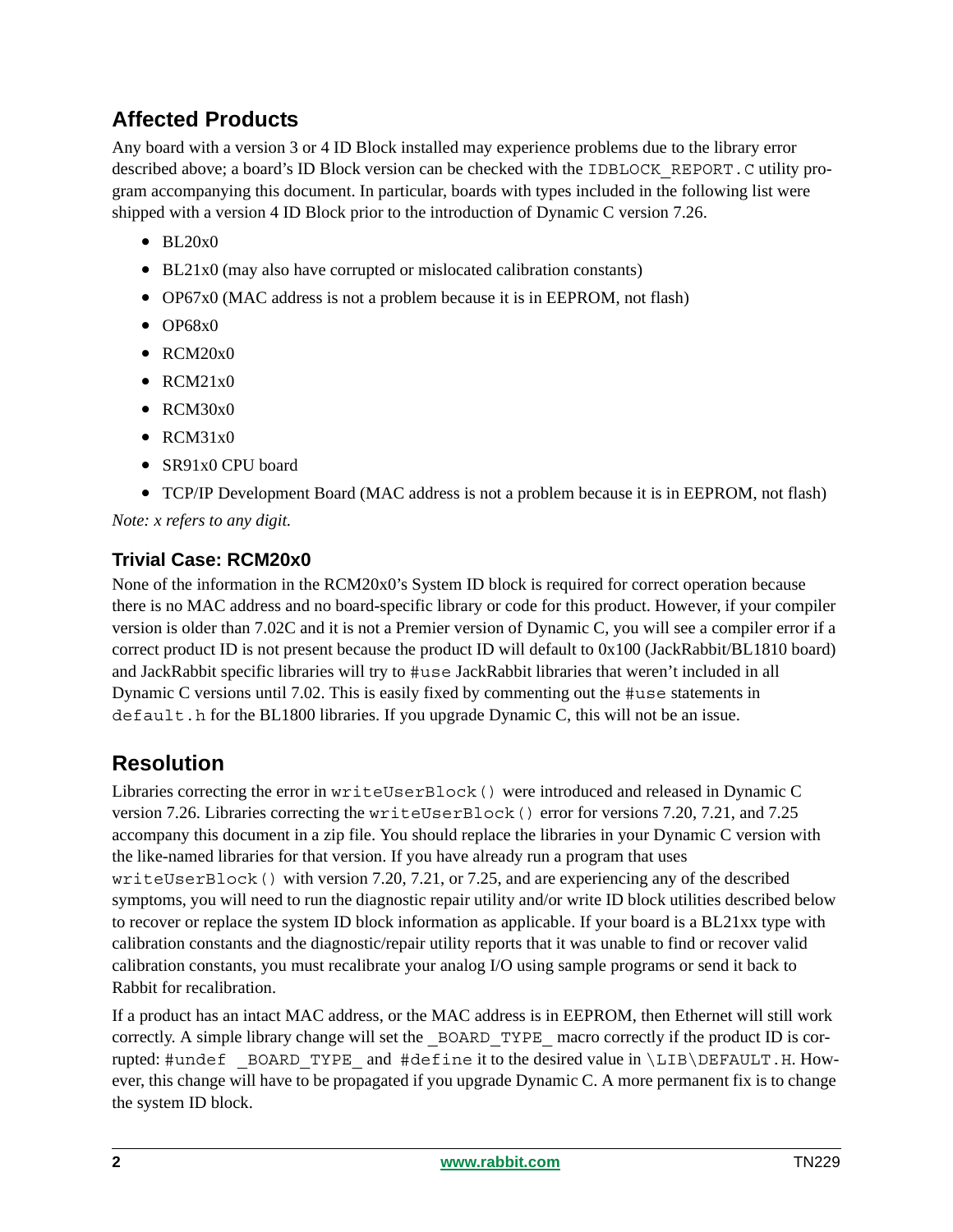## Affected Products

Any board with a version 3 or 4 ID Block installed may experience problems due to the library error described above; a board's ID Block version can be checked with the `IDBLOCK_REPORT.C` utility program accompanying this document. In particular, boards with types included in the following list were shipped with a version 4 ID Block prior to the introduction of Dynamic C version 7.26.

- BL20x0
- BL21x0 (may also have corrupted or mislocated calibration constants)
- OP67x0 (MAC address is not a problem because it is in EEPROM, not flash)
- OP68x0
- RCM20x0
- RCM21x0
- RCM30x0
- RCM31x0
- SR91x0 CPU board
- TCP/IP Development Board (MAC address is not a problem because it is in EEPROM, not flash)

*Note: x refers to any digit.*

### Trivial Case: RCM20x0

None of the information in the RCM20x0's System ID block is required for correct operation because there is no MAC address and no board-specific library or code for this product. However, if your compiler version is older than 7.02C and it is not a Premier version of Dynamic C, you will see a compiler error if a correct product ID is not present because the product ID will default to 0x100 (JackRabbit/BL1810 board) and JackRabbit specific libraries will try to `#use` JackRabbit libraries that weren't included in all Dynamic C versions until 7.02. This is easily fixed by commenting out the `#use` statements in `default.h` for the BL1800 libraries. If you upgrade Dynamic C, this will not be an issue.

## Resolution

Libraries correcting the error in `writeUserBlock()` were introduced and released in Dynamic C version 7.26. Libraries correcting the `writeUserBlock()` error for versions 7.20, 7.21, and 7.25 accompany this document in a zip file. You should replace the libraries in your Dynamic C version with the like-named libraries for that version. If you have already run a program that uses `writeUserBlock()` with version 7.20, 7.21, or 7.25, and are experiencing any of the described symptoms, you will need to run the diagnostic repair utility and/or write ID block utilities described below to recover or replace the system ID block information as applicable. If your board is a BL21xx type with calibration constants and the diagnostic/repair utility reports that it was unable to find or recover valid calibration constants, you must recalibrate your analog I/O using sample programs or send it back to Rabbit for recalibration.

If a product has an intact MAC address, or the MAC address is in EEPROM, then Ethernet will still work correctly. A simple library change will set the `_BOARD_TYPE_` macro correctly if the product ID is corrupted: `#undef _BOARD_TYPE_` and `#define` it to the desired value in `\LIB\DEFAULT.H`. However, this change will have to be propagated if you upgrade Dynamic C. A more permanent fix is to change the system ID block.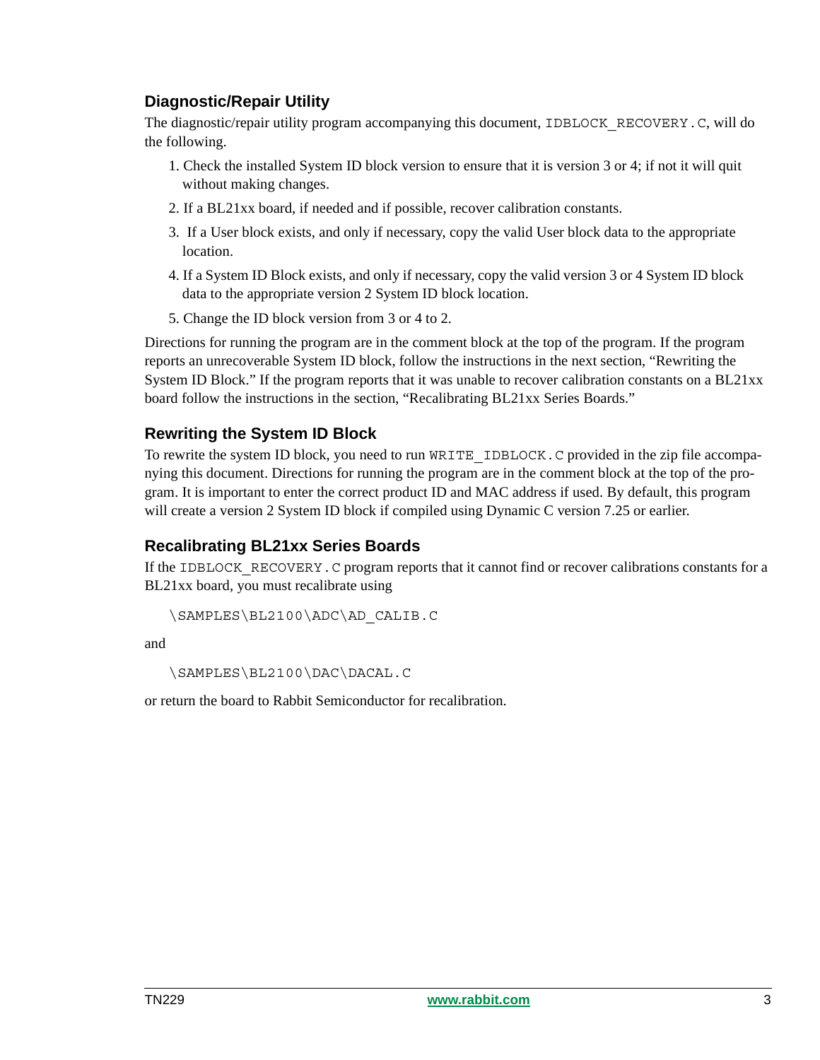## Diagnostic/Repair Utility

The diagnostic/repair utility program accompanying this document, `IDBLOCK_RECOVERY.C`, will do the following.

1. Check the installed System ID block version to ensure that it is version 3 or 4; if not it will quit without making changes.
2. If a BL21xx board, if needed and if possible, recover calibration constants.
3. If a User block exists, and only if necessary, copy the valid User block data to the appropriate location.
4. If a System ID Block exists, and only if necessary, copy the valid version 3 or 4 System ID block data to the appropriate version 2 System ID block location.
5. Change the ID block version from 3 or 4 to 2.

Directions for running the program are in the comment block at the top of the program. If the program reports an unrecoverable System ID block, follow the instructions in the next section, "Rewriting the System ID Block." If the program reports that it was unable to recover calibration constants on a BL21xx board follow the instructions in the section, "Recalibrating BL21xx Series Boards."

## Rewriting the System ID Block

To rewrite the system ID block, you need to run `WRITE_IDBLOCK.C` provided in the zip file accompanying this document. Directions for running the program are in the comment block at the top of the program. It is important to enter the correct product ID and MAC address if used. By default, this program will create a version 2 System ID block if compiled using Dynamic C version 7.25 or earlier.

## Recalibrating BL21xx Series Boards

If the `IDBLOCK_RECOVERY.C` program reports that it cannot find or recover calibrations constants for a BL21xx board, you must recalibrate using

```
\SAMPLES\BL2100\ADC\AD_CALIB.C
```

and

```
\SAMPLES\BL2100\DAC\DACAL.C
```

or return the board to Rabbit Semiconductor for recalibration.